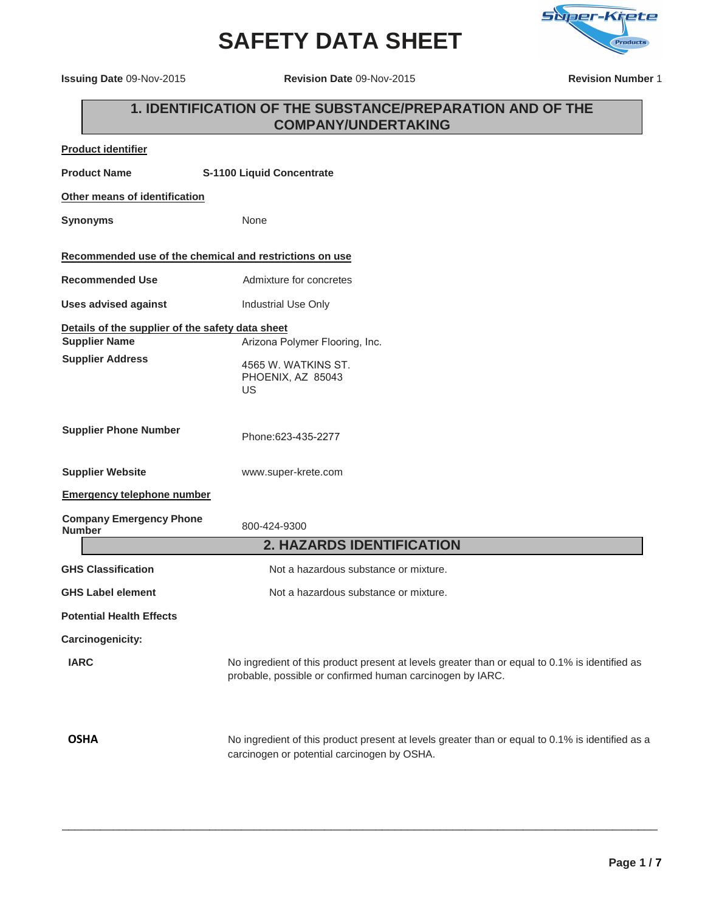# SAFETY DATA SHEET

**Issuing Date** 09-Nov-2015 **Revision Date** 09-Nov-2015 **Revision Number** 1

## 1. IDENTIFICATION OF THE SUBSTANCE/PREPARATION AND OF THE COMPANY/UNDERTAKING

**Product identifier**

**Product Name** **S-1100 Liquid Concentrate**

**Other means of identification**

**Synonyms** None

**Recommended use of the chemical and restrictions on use**

**Recommended Use** Admixture for concretes

**Uses advised against** Industrial Use Only

**Details of the supplier of the safety data sheet**

**Supplier Name** Arizona Polymer Flooring, Inc.

**Supplier Address** 4565 W. WATKINS ST.
PHOENIX, AZ 85043
US

**Supplier Phone Number** Phone:623-435-2277

**Supplier Website** www.super-krete.com

**Emergency telephone number**

**Company Emergency Phone Number** 800-424-9300

## 2. HAZARDS IDENTIFICATION

**GHS Classification** Not a hazardous substance or mixture.

**GHS Label element** Not a hazardous substance or mixture.

**Potential Health Effects**

**Carcinogenicity:**

**IARC** No ingredient of this product present at levels greater than or equal to 0.1% is identified as probable, possible or confirmed human carcinogen by IARC.

**OSHA** No ingredient of this product present at levels greater than or equal to 0.1% is identified as a carcinogen or potential carcinogen by OSHA.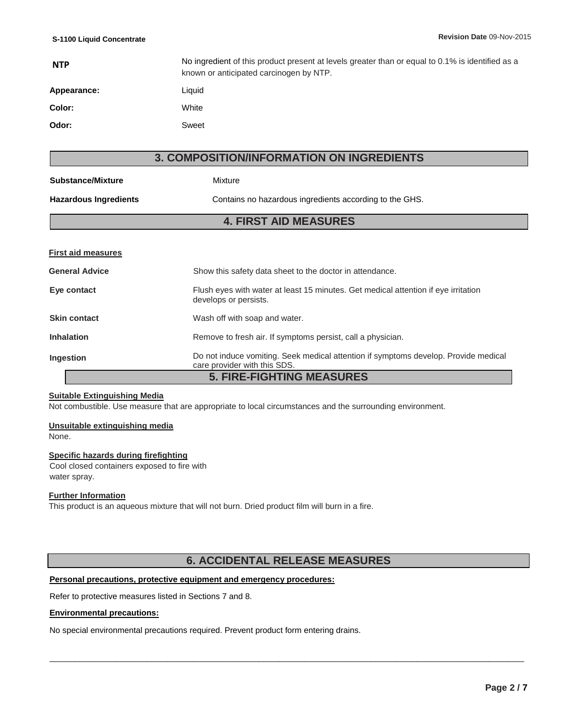| | |
|---|---|
| **NTP** | No ingredient of this product present at levels greater than or equal to 0.1% is identified as a known or anticipated carcinogen by NTP. |
| **Appearance:** | Liquid |
| **Color:** | White |
| **Odor:** | Sweet |

## 3. COMPOSITION/INFORMATION ON INGREDIENTS

| | |
|---|---|
| **Substance/Mixture** | Mixture |
| **Hazardous Ingredients** | Contains no hazardous ingredients according to the GHS. |

## 4. FIRST AID MEASURES

**First aid measures**

| | |
|---|---|
| **General Advice** | Show this safety data sheet to the doctor in attendance. |
| **Eye contact** | Flush eyes with water at least 15 minutes. Get medical attention if eye irritation develops or persists. |
| **Skin contact** | Wash off with soap and water. |
| **Inhalation** | Remove to fresh air. If symptoms persist, call a physician. |
| **Ingestion** | Do not induce vomiting. Seek medical attention if symptoms develop. Provide medical care provider with this SDS. |

## 5. FIRE-FIGHTING MEASURES

**Suitable Extinguishing Media**

Not combustible. Use measure that are appropriate to local circumstances and the surrounding environment.

**Unsuitable extinguishing media**

None.

**Specific hazards during firefighting**

Cool closed containers exposed to fire with water spray.

**Further Information**

This product is an aqueous mixture that will not burn. Dried product film will burn in a fire.

## 6. ACCIDENTAL RELEASE MEASURES

**Personal precautions, protective equipment and emergency procedures:**

Refer to protective measures listed in Sections 7 and 8.

**Environmental precautions:**

No special environmental precautions required. Prevent product form entering drains.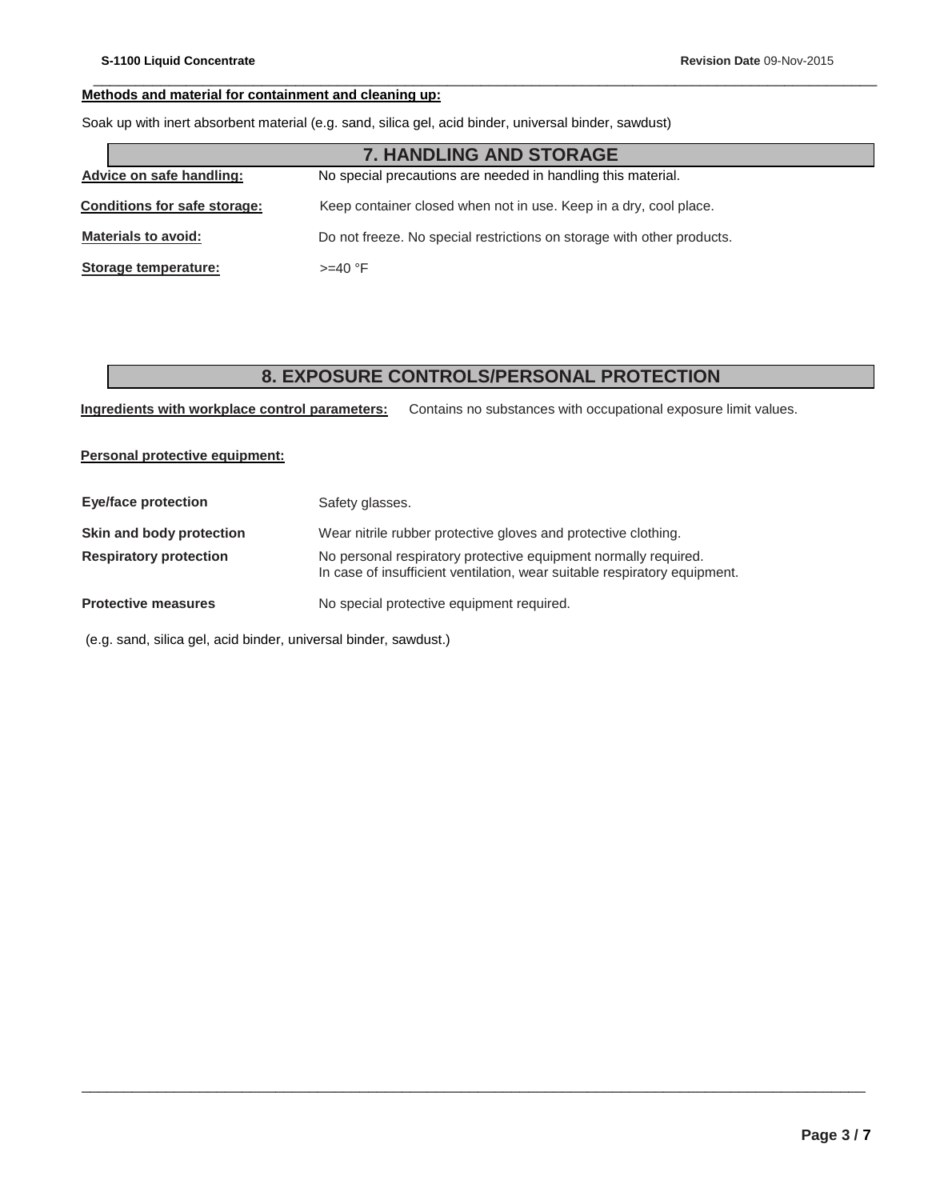**Methods and material for containment and cleaning up:**

Soak up with inert absorbent material (e.g. sand, silica gel, acid binder, universal binder, sawdust)

## 7. HANDLING AND STORAGE

**Advice on safe handling:** No special precautions are needed in handling this material.

**Conditions for safe storage:** Keep container closed when not in use. Keep in a dry, cool place.

**Materials to avoid:** Do not freeze. No special restrictions on storage with other products.

**Storage temperature:** >=40 °F

## 8. EXPOSURE CONTROLS/PERSONAL PROTECTION

**Ingredients with workplace control parameters:** Contains no substances with occupational exposure limit values.

**Personal protective equipment:**

**Eye/face protection** Safety glasses.

**Skin and body protection** Wear nitrile rubber protective gloves and protective clothing.

**Respiratory protection** No personal respiratory protective equipment normally required.
In case of insufficient ventilation, wear suitable respiratory equipment.

**Protective measures** No special protective equipment required.

(e.g. sand, silica gel, acid binder, universal binder, sawdust.)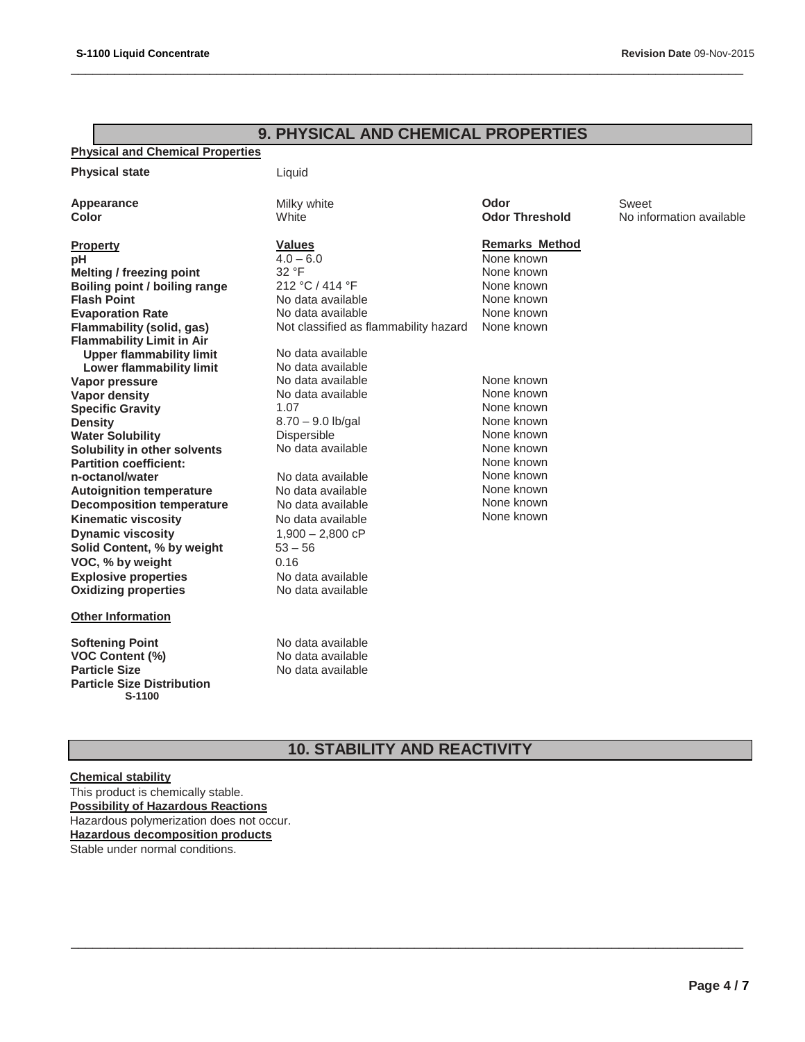## 9. PHYSICAL AND CHEMICAL PROPERTIES

**Physical and Chemical Properties**

**Physical state** Liquid

| | | | |
|---|---|---|---|
| **Appearance** | Milky white | **Odor** | Sweet |
| **Color** | White | **Odor Threshold** | No information available |

| **Property** | **Values** | **Remarks Method** |
|---|---|---|
| **pH** | 4.0 – 6.0 | None known |
| **Melting / freezing point** | 32 °F | None known |
| **Boiling point / boiling range** | 212 °C / 414 °F | None known |
| **Flash Point** | No data available | None known |
| **Evaporation Rate** | No data available | None known |
| **Flammability (solid, gas)** | Not classified as flammability hazard | None known |
| **Flammability Limit in Air** | | |
| **Upper flammability limit** | No data available | |
| **Lower flammability limit** | No data available | |
| **Vapor pressure** | No data available | None known |
| **Vapor density** | No data available | None known |
| **Specific Gravity** | 1.07 | None known |
| **Density** | 8.70 – 9.0 lb/gal | None known |
| **Water Solubility** | Dispersible | None known |
| **Solubility in other solvents** | No data available | None known |
| **Partition coefficient:** | | None known |
| **n-octanol/water** | No data available | None known |
| **Autoignition temperature** | No data available | None known |
| **Decomposition temperature** | No data available | None known |
| **Kinematic viscosity** | No data available | None known |
| **Dynamic viscosity** | 1,900 – 2,800 cP | |
| **Solid Content, % by weight** | 53 – 56 | |
| **VOC, % by weight** | 0.16 | |
| **Explosive properties** | No data available | |
| **Oxidizing properties** | No data available | |

**Other Information**

| | |
|---|---|
| **Softening Point** | No data available |
| **VOC Content (%)** | No data available |
| **Particle Size** | No data available |
| **Particle Size Distribution** | |
| **S-1100** | |

## 10. STABILITY AND REACTIVITY

**Chemical stability**

This product is chemically stable.

**Possibility of Hazardous Reactions**

Hazardous polymerization does not occur.

**Hazardous decomposition products**

Stable under normal conditions.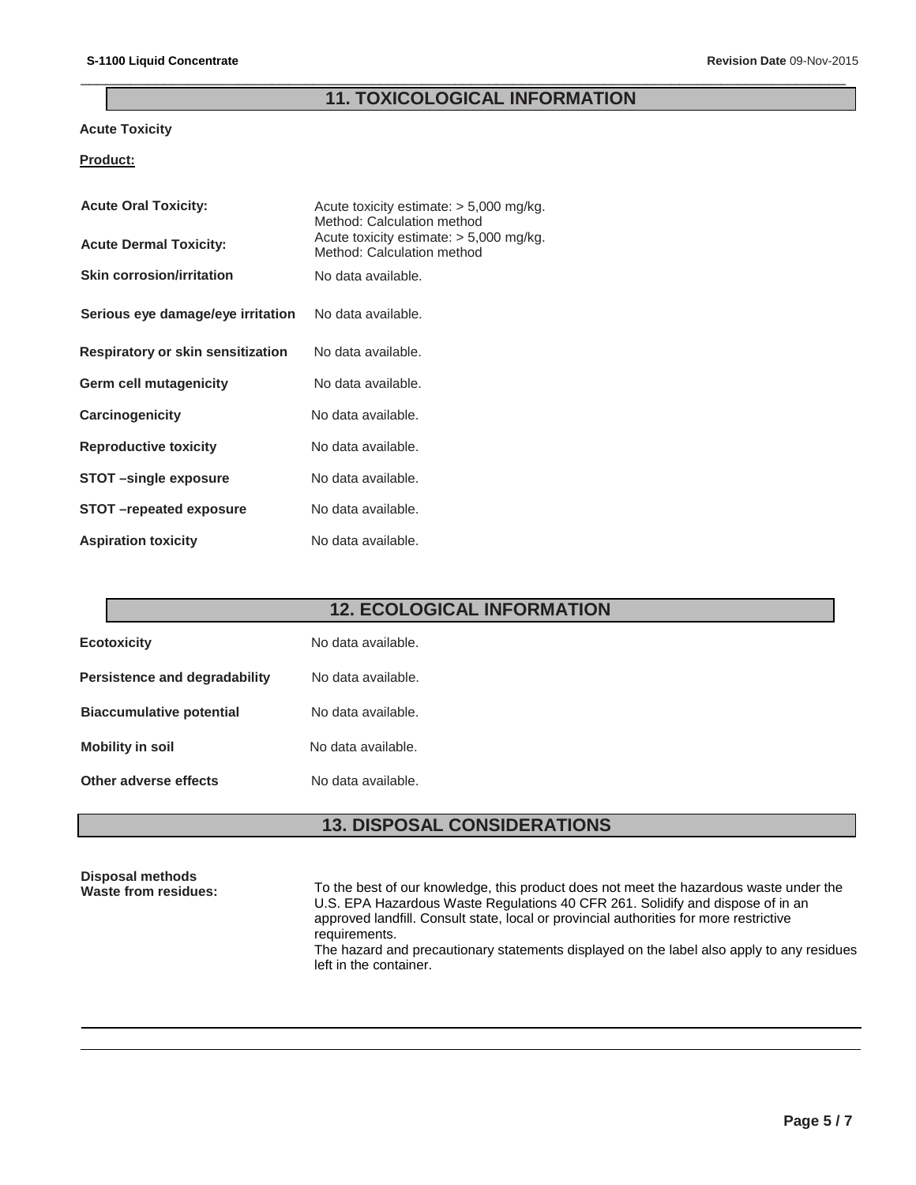## 11. TOXICOLOGICAL INFORMATION

**Acute Toxicity**

**Product:**

| | |
|---|---|
| **Acute Oral Toxicity:** | Acute toxicity estimate: > 5,000 mg/kg. Method: Calculation method |
| **Acute Dermal Toxicity:** | Acute toxicity estimate: > 5,000 mg/kg. Method: Calculation method |
| **Skin corrosion/irritation** | No data available. |
| **Serious eye damage/eye irritation** | No data available. |
| **Respiratory or skin sensitization** | No data available. |
| **Germ cell mutagenicity** | No data available. |
| **Carcinogenicity** | No data available. |
| **Reproductive toxicity** | No data available. |
| **STOT –single exposure** | No data available. |
| **STOT –repeated exposure** | No data available. |
| **Aspiration toxicity** | No data available. |

## 12. ECOLOGICAL INFORMATION

| | |
|---|---|
| **Ecotoxicity** | No data available. |
| **Persistence and degradability** | No data available. |
| **Biaccumulative potential** | No data available. |
| **Mobility in soil** | No data available. |
| **Other adverse effects** | No data available. |

## 13. DISPOSAL CONSIDERATIONS

**Disposal methods**

**Waste from residues:** To the best of our knowledge, this product does not meet the hazardous waste under the U.S. EPA Hazardous Waste Regulations 40 CFR 261. Solidify and dispose of in an approved landfill. Consult state, local or provincial authorities for more restrictive requirements.
The hazard and precautionary statements displayed on the label also apply to any residues left in the container.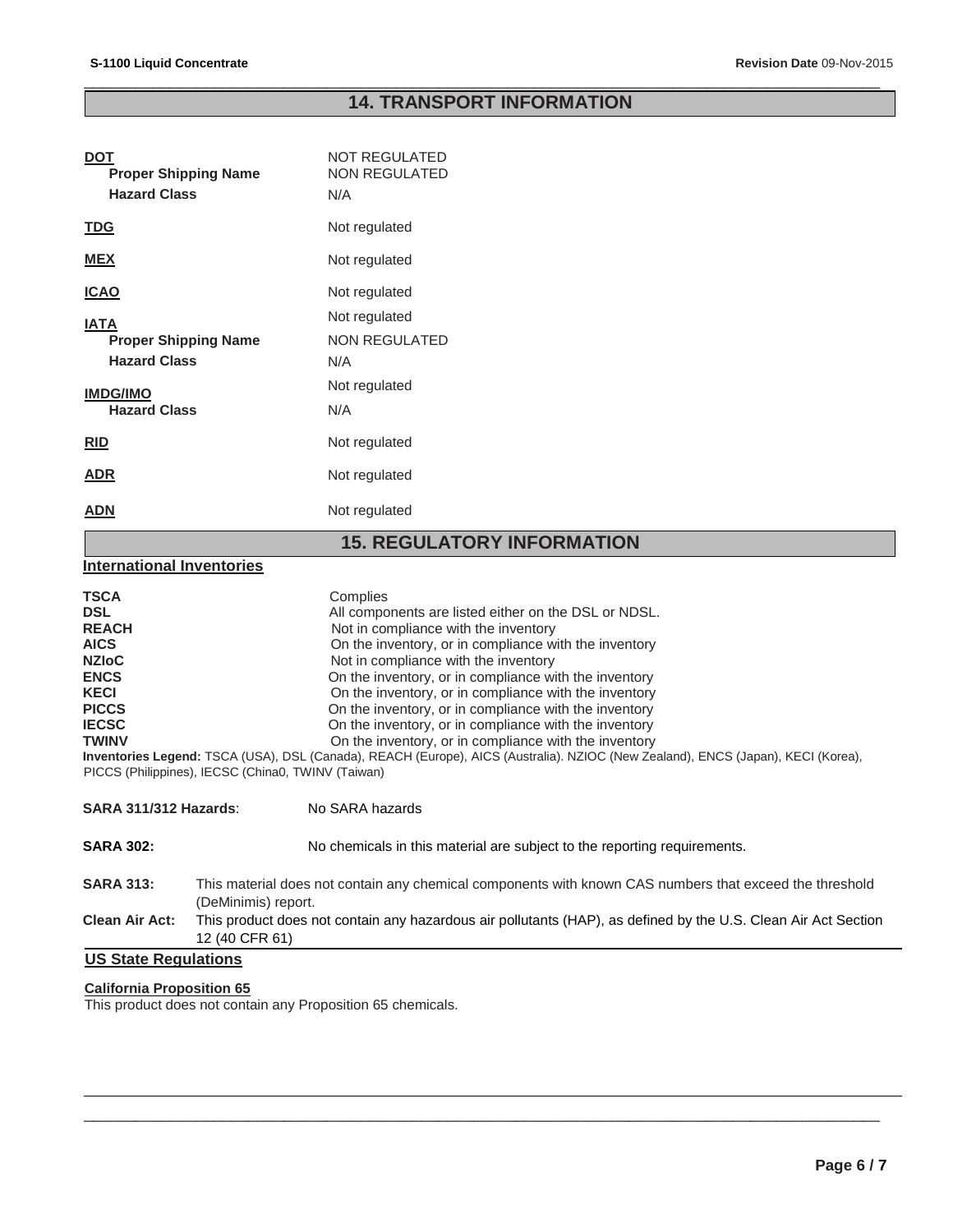## 14. TRANSPORT INFORMATION

**DOT** NOT REGULATED
**Proper Shipping Name** NON REGULATED
**Hazard Class** N/A

**TDG** Not regulated

**MEX** Not regulated

**ICAO** Not regulated

**IATA** Not regulated
**Proper Shipping Name** NON REGULATED
**Hazard Class** N/A

**IMDG/IMO** Not regulated
**Hazard Class** N/A

**RID** Not regulated

**ADR** Not regulated

**ADN** Not regulated

## 15. REGULATORY INFORMATION

### International Inventories

| | |
|---|---|
| **TSCA** | Complies |
| **DSL** | All components are listed either on the DSL or NDSL. |
| **REACH** | Not in compliance with the inventory |
| **AICS** | On the inventory, or in compliance with the inventory |
| **NZIoC** | Not in compliance with the inventory |
| **ENCS** | On the inventory, or in compliance with the inventory |
| **KECI** | On the inventory, or in compliance with the inventory |
| **PICCS** | On the inventory, or in compliance with the inventory |
| **IECSC** | On the inventory, or in compliance with the inventory |
| **TWINV** | On the inventory, or in compliance with the inventory |

**Inventories Legend:** TSCA (USA), DSL (Canada), REACH (Europe), AICS (Australia). NZIOC (New Zealand), ENCS (Japan), KECI (Korea), PICCS (Philippines), IECSC (China0, TWINV (Taiwan)

**SARA 311/312 Hazards**: No SARA hazards

**SARA 302:** No chemicals in this material are subject to the reporting requirements.

**SARA 313:** This material does not contain any chemical components with known CAS numbers that exceed the threshold (DeMinimis) report.

**Clean Air Act:** This product does not contain any hazardous air pollutants (HAP), as defined by the U.S. Clean Air Act Section 12 (40 CFR 61)

### US State Regulations

**California Proposition 65**

This product does not contain any Proposition 65 chemicals.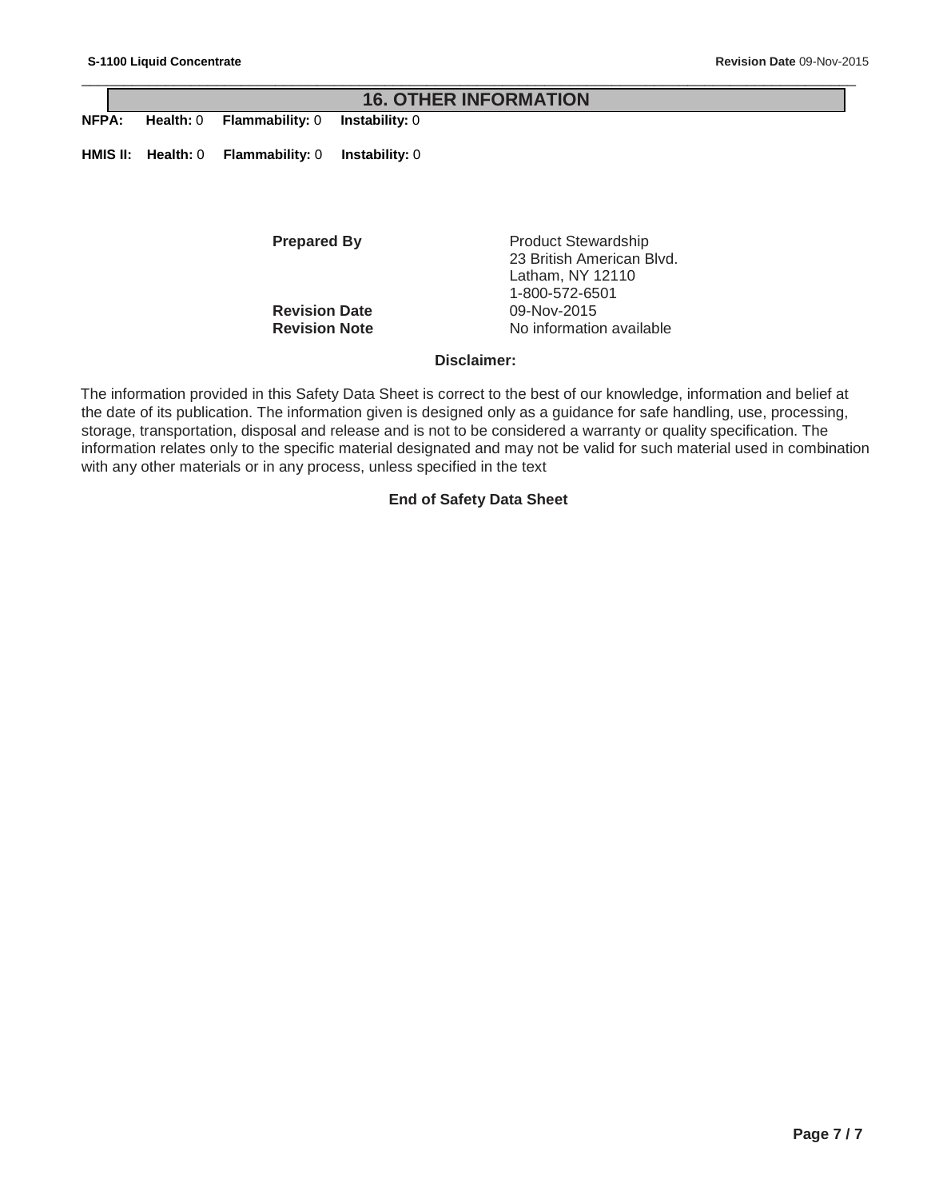## 16. OTHER INFORMATION

**NFPA:** **Health:** 0 **Flammability:** 0 **Instability:** 0

**HMIS II:** **Health:** 0 **Flammability:** 0 **Instability:** 0

| | |
|---|---|
| **Prepared By** | Product Stewardship<br>23 British American Blvd.<br>Latham, NY 12110<br>1-800-572-6501 |
| **Revision Date** | 09-Nov-2015 |
| **Revision Note** | No information available |

**Disclaimer:**

The information provided in this Safety Data Sheet is correct to the best of our knowledge, information and belief at the date of its publication. The information given is designed only as a guidance for safe handling, use, processing, storage, transportation, disposal and release and is not to be considered a warranty or quality specification. The information relates only to the specific material designated and may not be valid for such material used in combination with any other materials or in any process, unless specified in the text

**End of Safety Data Sheet**